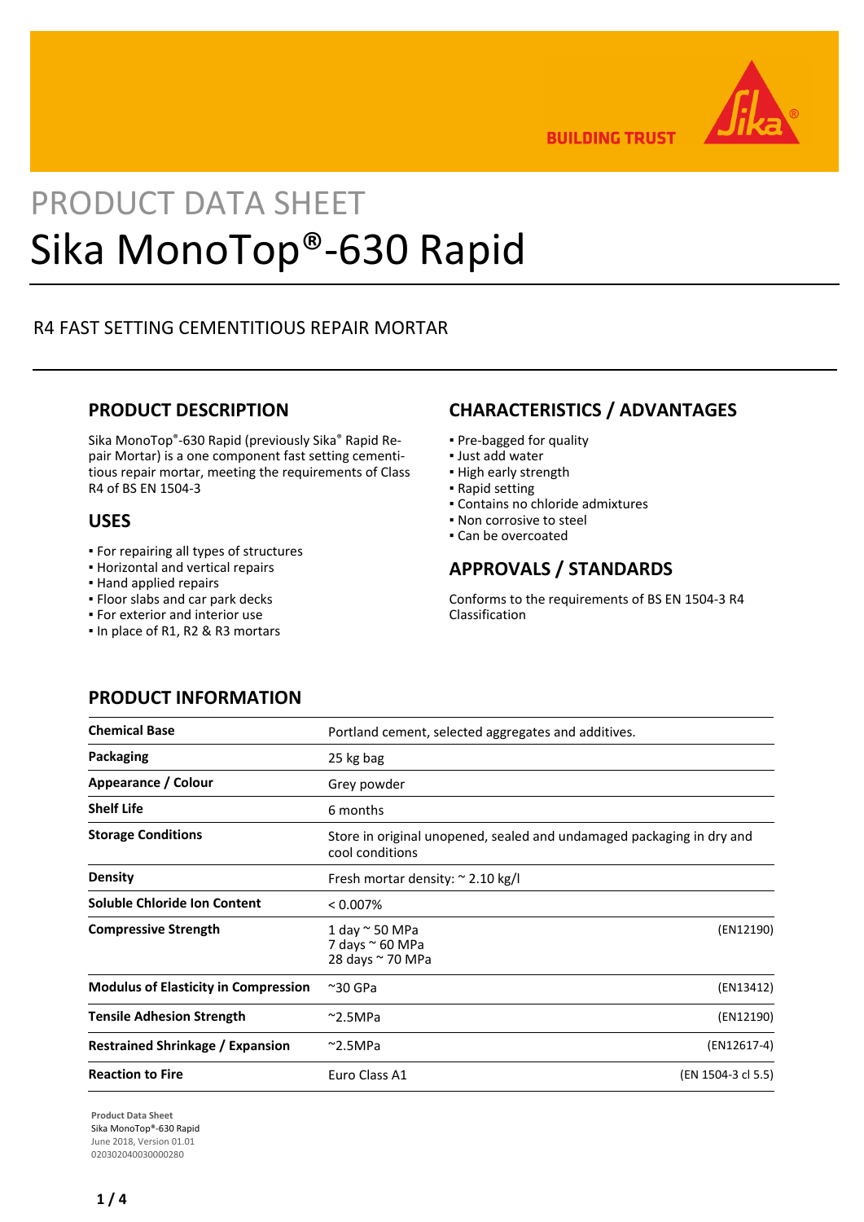BUILDING TRUST

PRODUCT DATA SHEET

# Sika MonoTop®-630 Rapid

R4 FAST SETTING CEMENTITIOUS REPAIR MORTAR

## PRODUCT DESCRIPTION

Sika MonoTop®-630 Rapid (previously Sika® Rapid Repair Mortar) is a one component fast setting cementitious repair mortar, meeting the requirements of Class R4 of BS EN 1504-3

## USES

- For repairing all types of structures
- Horizontal and vertical repairs
- Hand applied repairs
- Floor slabs and car park decks
- For exterior and interior use
- In place of R1, R2 & R3 mortars

## CHARACTERISTICS / ADVANTAGES

- Pre-bagged for quality
- Just add water
- High early strength
- Rapid setting
- Contains no chloride admixtures
- Non corrosive to steel
- Can be overcoated

## APPROVALS / STANDARDS

Conforms to the requirements of BS EN 1504-3 R4 Classification

## PRODUCT INFORMATION

| | | |
|---|---|---|
| **Chemical Base** | Portland cement, selected aggregates and additives. | |
| **Packaging** | 25 kg bag | |
| **Appearance / Colour** | Grey powder | |
| **Shelf Life** | 6 months | |
| **Storage Conditions** | Store in original unopened, sealed and undamaged packaging in dry and cool conditions | |
| **Density** | Fresh mortar density: ~ 2.10 kg/l | |
| **Soluble Chloride Ion Content** | < 0.007% | |
| **Compressive Strength** | 1 day ~ 50 MPa<br>7 days ~ 60 MPa<br>28 days ~ 70 MPa | (EN12190) |
| **Modulus of Elasticity in Compression** | ~30 GPa | (EN13412) |
| **Tensile Adhesion Strength** | ~2.5MPa | (EN12190) |
| **Restrained Shrinkage / Expansion** | ~2.5MPa | (EN12617-4) |
| **Reaction to Fire** | Euro Class A1 | (EN 1504-3 cl 5.5) |

**Product Data Sheet**
Sika MonoTop®-630 Rapid
June 2018, Version 01.01
020302040030000280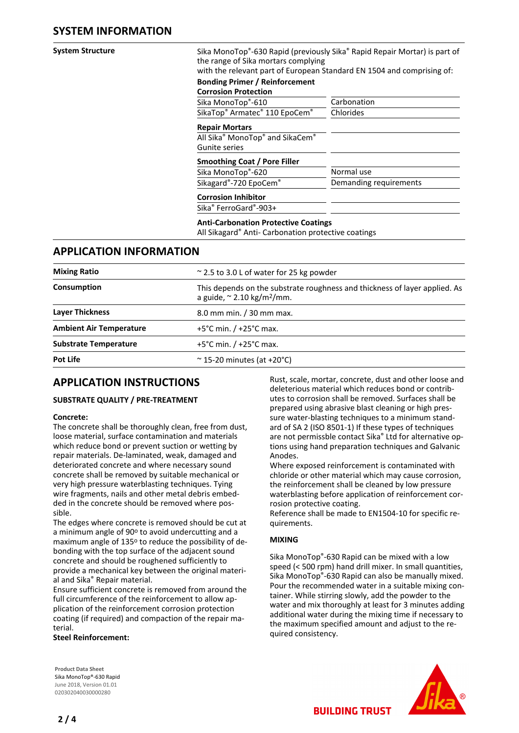## SYSTEM INFORMATION

**System Structure**

Sika MonoTop®-630 Rapid (previously Sika® Rapid Repair Mortar) is part of the range of Sika mortars complying with the relevant part of European Standard EN 1504 and comprising of:

| **Bonding Primer / Reinforcement Corrosion Protection** | |
|---|---|
| Sika MonoTop®-610 | Carbonation |
| SikaTop® Armatec® 110 EpoCem® | Chlorides |
| **Repair Mortars** | |
| All Sika® MonoTop® and SikaCem® Gunite series | |
| **Smoothing Coat / Pore Filler** | |
| Sika MonoTop®-620 | Normal use |
| Sikagard®-720 EpoCem® | Demanding requirements |
| **Corrosion Inhibitor** | |
| Sika® FerroGard®-903+ | |

**Anti-Carbonation Protective Coatings**
All Sikagard® Anti- Carbonation protective coatings

## APPLICATION INFORMATION

| | |
|---|---|
| **Mixing Ratio** | ~ 2.5 to 3.0 L of water for 25 kg powder |
| **Consumption** | This depends on the substrate roughness and thickness of layer applied. As a guide, ~ 2.10 kg/m²/mm. |
| **Layer Thickness** | 8.0 mm min. / 30 mm max. |
| **Ambient Air Temperature** | +5°C min. / +25°C max. |
| **Substrate Temperature** | +5°C min. / +25°C max. |
| **Pot Life** | ~ 15-20 minutes (at +20°C) |

## APPLICATION INSTRUCTIONS

### SUBSTRATE QUALITY / PRE-TREATMENT

**Concrete:**

The concrete shall be thoroughly clean, free from dust, loose material, surface contamination and materials which reduce bond or prevent suction or wetting by repair materials. De-laminated, weak, damaged and deteriorated concrete and where necessary sound concrete shall be removed by suitable mechanical or very high pressure waterblasting techniques. Tying wire fragments, nails and other metal debris embedded in the concrete should be removed where possible.

The edges where concrete is removed should be cut at a minimum angle of 90º to avoid undercutting and a maximum angle of 135º to reduce the possibility of debonding with the top surface of the adjacent sound concrete and should be roughened sufficiently to provide a mechanical key between the original material and Sika® Repair material.

Ensure sufficient concrete is removed from around the full circumference of the reinforcement to allow application of the reinforcement corrosion protection coating (if required) and compaction of the repair material.

**Steel Reinforcement:**

Rust, scale, mortar, concrete, dust and other loose and deleterious material which reduces bond or contributes to corrosion shall be removed. Surfaces shall be prepared using abrasive blast cleaning or high pressure water-blasting techniques to a minimum standard of SA 2 (ISO 8501-1) If these types of techniques are not permissble contact Sika® Ltd for alternative options using hand preparation techniques and Galvanic Anodes.

Where exposed reinforcement is contaminated with chloride or other material which may cause corrosion, the reinforcement shall be cleaned by low pressure waterblasting before application of reinforcement corrosion protective coating.

Reference shall be made to EN1504-10 for specific requirements.

### MIXING

Sika MonoTop®-630 Rapid can be mixed with a low speed (< 500 rpm) hand drill mixer. In small quantities, Sika MonoTop®-630 Rapid can also be manually mixed. Pour the recommended water in a suitable mixing container. While stirring slowly, add the powder to the water and mix thoroughly at least for 3 minutes adding additional water during the mixing time if necessary to the maximum specified amount and adjust to the required consistency.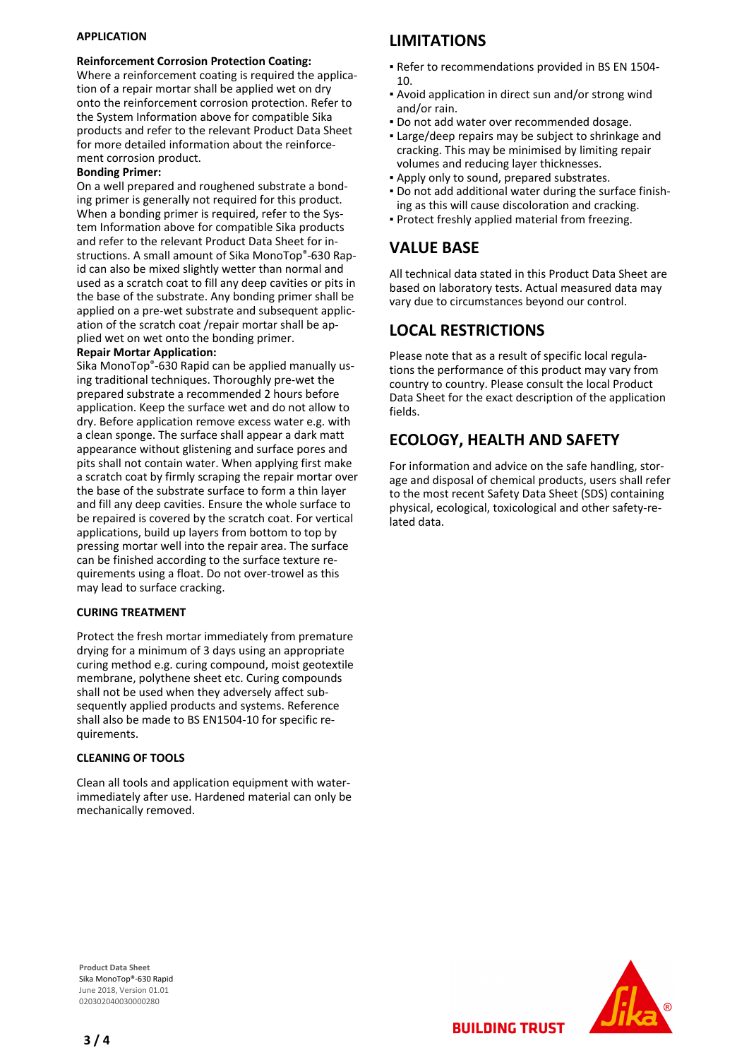### APPLICATION

**Reinforcement Corrosion Protection Coating:**
Where a reinforcement coating is required the application of a repair mortar shall be applied wet on dry onto the reinforcement corrosion protection. Refer to the System Information above for compatible Sika products and refer to the relevant Product Data Sheet for more detailed information about the reinforcement corrosion product.

**Bonding Primer:**
On a well prepared and roughened substrate a bonding primer is generally not required for this product. When a bonding primer is required, refer to the System Information above for compatible Sika products and refer to the relevant Product Data Sheet for instructions. A small amount of Sika MonoTop®-630 Rapid can also be mixed slightly wetter than normal and used as a scratch coat to fill any deep cavities or pits in the base of the substrate. Any bonding primer shall be applied on a pre-wet substrate and subsequent application of the scratch coat /repair mortar shall be applied wet on wet onto the bonding primer.

**Repair Mortar Application:**
Sika MonoTop®-630 Rapid can be applied manually using traditional techniques. Thoroughly pre-wet the prepared substrate a recommended 2 hours before application. Keep the surface wet and do not allow to dry. Before application remove excess water e.g. with a clean sponge. The surface shall appear a dark matt appearance without glistening and surface pores and pits shall not contain water. When applying first make a scratch coat by firmly scraping the repair mortar over the base of the substrate surface to form a thin layer and fill any deep cavities. Ensure the whole surface to be repaired is covered by the scratch coat. For vertical applications, build up layers from bottom to top by pressing mortar well into the repair area. The surface can be finished according to the surface texture requirements using a float. Do not over-trowel as this may lead to surface cracking.

### CURING TREATMENT

Protect the fresh mortar immediately from premature drying for a minimum of 3 days using an appropriate curing method e.g. curing compound, moist geotextile membrane, polythene sheet etc. Curing compounds shall not be used when they adversely affect subsequently applied products and systems. Reference shall also be made to BS EN1504-10 for specific requirements.

### CLEANING OF TOOLS

Clean all tools and application equipment with water immediately after use. Hardened material can only be mechanically removed.

## LIMITATIONS

- Refer to recommendations provided in BS EN 1504-10.
- Avoid application in direct sun and/or strong wind and/or rain.
- Do not add water over recommended dosage.
- Large/deep repairs may be subject to shrinkage and cracking. This may be minimised by limiting repair volumes and reducing layer thicknesses.
- Apply only to sound, prepared substrates.
- Do not add additional water during the surface finishing as this will cause discoloration and cracking.
- Protect freshly applied material from freezing.

## VALUE BASE

All technical data stated in this Product Data Sheet are based on laboratory tests. Actual measured data may vary due to circumstances beyond our control.

## LOCAL RESTRICTIONS

Please note that as a result of specific local regulations the performance of this product may vary from country to country. Please consult the local Product Data Sheet for the exact description of the application fields.

## ECOLOGY, HEALTH AND SAFETY

For information and advice on the safe handling, storage and disposal of chemical products, users shall refer to the most recent Safety Data Sheet (SDS) containing physical, ecological, toxicological and other safety-related data.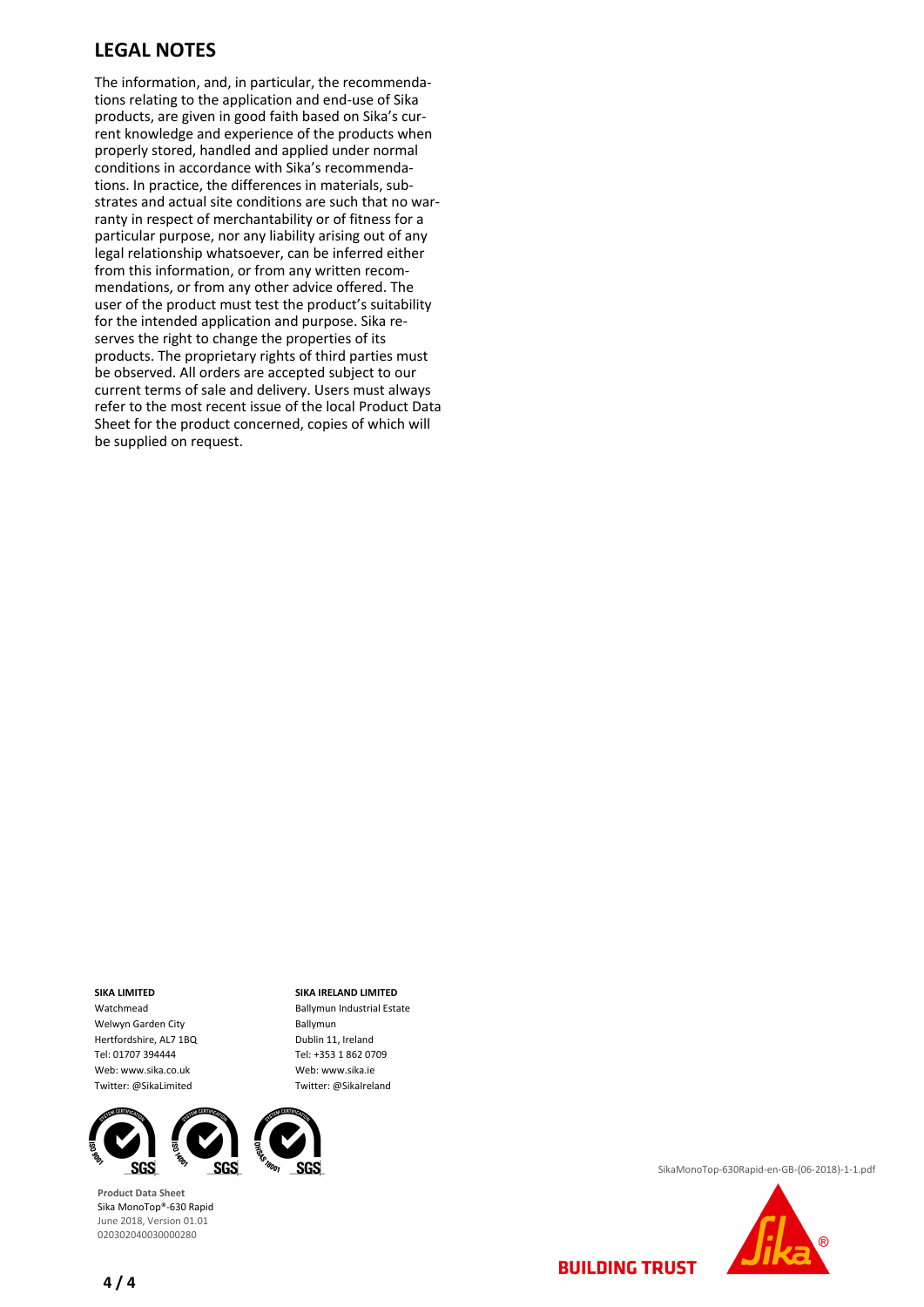## LEGAL NOTES

The information, and, in particular, the recommendations relating to the application and end-use of Sika products, are given in good faith based on Sika's current knowledge and experience of the products when properly stored, handled and applied under normal conditions in accordance with Sika's recommendations. In practice, the differences in materials, substrates and actual site conditions are such that no warranty in respect of merchantability or of fitness for a particular purpose, nor any liability arising out of any legal relationship whatsoever, can be inferred either from this information, or from any written recommendations, or from any other advice offered. The user of the product must test the product's suitability for the intended application and purpose. Sika reserves the right to change the properties of its products. The proprietary rights of third parties must be observed. All orders are accepted subject to our current terms of sale and delivery. Users must always refer to the most recent issue of the local Product Data Sheet for the product concerned, copies of which will be supplied on request.

**SIKA LIMITED**
Watchmead
Welwyn Garden City
Hertfordshire, AL7 1BQ
Tel: 01707 394444
Web: www.sika.co.uk
Twitter: @SikaLimited

**SIKA IRELAND LIMITED**
Ballymun Industrial Estate
Ballymun
Dublin 11, Ireland
Tel: +353 1 862 0709
Web: www.sika.ie
Twitter: @SikaIreland

**Product Data Sheet**
Sika MonoTop®-630 Rapid
June 2018, Version 01.01
020302040030000280

SikaMonoTop-630Rapid-en-GB-(06-2018)-1-1.pdf

BUILDING TRUST